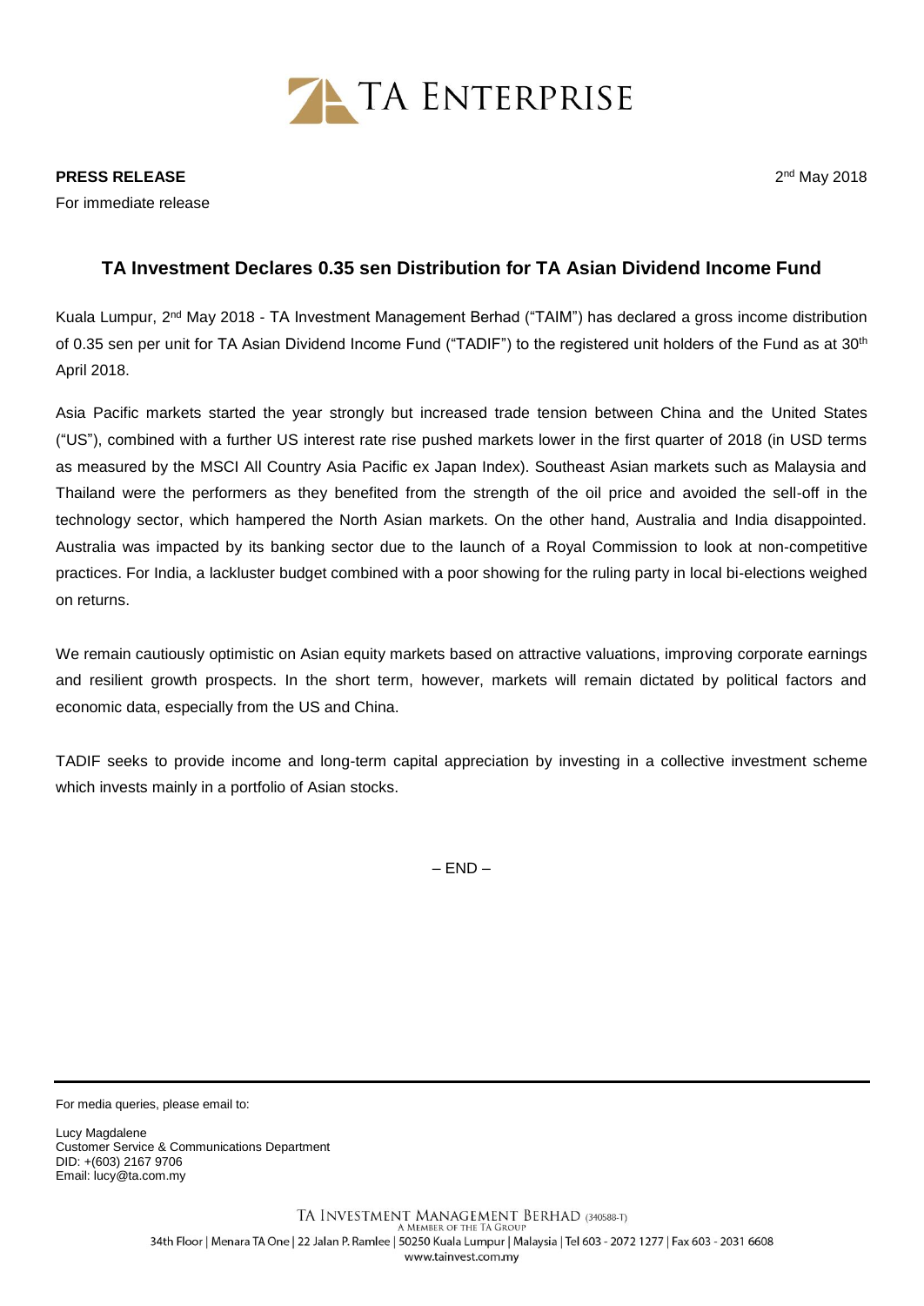TA ENTERPRISE

**PRESS RELEASE**

For immediate release

2nd May 2018

## TA Investment Declares 0.35 sen Distribution for TA Asian Dividend Income Fund

Kuala Lumpur, 2nd May 2018 - TA Investment Management Berhad ("TAIM") has declared a gross income distribution of 0.35 sen per unit for TA Asian Dividend Income Fund ("TADIF") to the registered unit holders of the Fund as at 30th April 2018.

Asia Pacific markets started the year strongly but increased trade tension between China and the United States ("US"), combined with a further US interest rate rise pushed markets lower in the first quarter of 2018 (in USD terms as measured by the MSCI All Country Asia Pacific ex Japan Index). Southeast Asian markets such as Malaysia and Thailand were the performers as they benefited from the strength of the oil price and avoided the sell-off in the technology sector, which hampered the North Asian markets. On the other hand, Australia and India disappointed. Australia was impacted by its banking sector due to the launch of a Royal Commission to look at non-competitive practices. For India, a lackluster budget combined with a poor showing for the ruling party in local bi-elections weighed on returns.

We remain cautiously optimistic on Asian equity markets based on attractive valuations, improving corporate earnings and resilient growth prospects. In the short term, however, markets will remain dictated by political factors and economic data, especially from the US and China.

TADIF seeks to provide income and long-term capital appreciation by investing in a collective investment scheme which invests mainly in a portfolio of Asian stocks.

– END –

For media queries, please email to:

Lucy Magdalene
Customer Service & Communications Department
DID: +(603) 2167 9706
Email: lucy@ta.com.my

TA INVESTMENT MANAGEMENT BERHAD (340588-T)
A MEMBER OF THE TA GROUP
34th Floor | Menara TA One | 22 Jalan P. Ramlee | 50250 Kuala Lumpur | Malaysia | Tel 603 - 2072 1277 | Fax 603 - 2031 6608
www.tainvest.com.my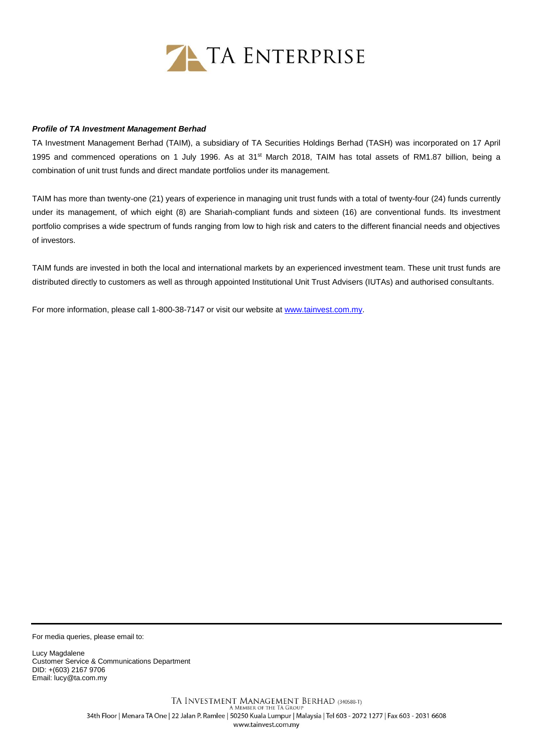***Profile of TA Investment Management Berhad***

TA Investment Management Berhad (TAIM), a subsidiary of TA Securities Holdings Berhad (TASH) was incorporated on 17 April 1995 and commenced operations on 1 July 1996. As at 31st March 2018, TAIM has total assets of RM1.87 billion, being a combination of unit trust funds and direct mandate portfolios under its management.

TAIM has more than twenty-one (21) years of experience in managing unit trust funds with a total of twenty-four (24) funds currently under its management, of which eight (8) are Shariah-compliant funds and sixteen (16) are conventional funds. Its investment portfolio comprises a wide spectrum of funds ranging from low to high risk and caters to the different financial needs and objectives of investors.

TAIM funds are invested in both the local and international markets by an experienced investment team. These unit trust funds are distributed directly to customers as well as through appointed Institutional Unit Trust Advisers (IUTAs) and authorised consultants.

For more information, please call 1-800-38-7147 or visit our website at www.tainvest.com.my.

---

For media queries, please email to:

Lucy Magdalene
Customer Service & Communications Department
DID: +(603) 2167 9706
Email: lucy@ta.com.my